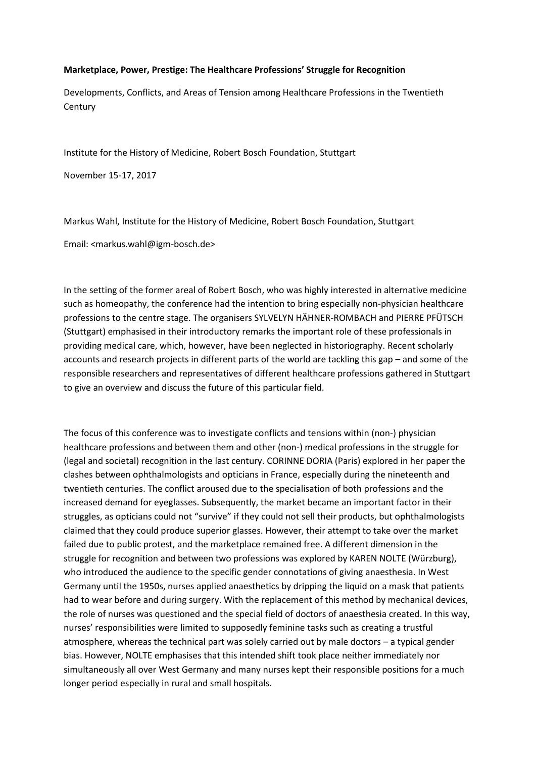**Marketplace, Power, Prestige: The Healthcare Professions' Struggle for Recognition**

Developments, Conflicts, and Areas of Tension among Healthcare Professions in the Twentieth Century

Institute for the History of Medicine, Robert Bosch Foundation, Stuttgart

November 15-17, 2017

Markus Wahl, Institute for the History of Medicine, Robert Bosch Foundation, Stuttgart

Email: <markus.wahl@igm-bosch.de>

In the setting of the former areal of Robert Bosch, who was highly interested in alternative medicine such as homeopathy, the conference had the intention to bring especially non-physician healthcare professions to the centre stage. The organisers SYLVELYN HÄHNER-ROMBACH and PIERRE PFÜTSCH (Stuttgart) emphasised in their introductory remarks the important role of these professionals in providing medical care, which, however, have been neglected in historiography. Recent scholarly accounts and research projects in different parts of the world are tackling this gap – and some of the responsible researchers and representatives of different healthcare professions gathered in Stuttgart to give an overview and discuss the future of this particular field.

The focus of this conference was to investigate conflicts and tensions within (non-) physician healthcare professions and between them and other (non-) medical professions in the struggle for (legal and societal) recognition in the last century. CORINNE DORIA (Paris) explored in her paper the clashes between ophthalmologists and opticians in France, especially during the nineteenth and twentieth centuries. The conflict aroused due to the specialisation of both professions and the increased demand for eyeglasses. Subsequently, the market became an important factor in their struggles, as opticians could not "survive" if they could not sell their products, but ophthalmologists claimed that they could produce superior glasses. However, their attempt to take over the market failed due to public protest, and the marketplace remained free. A different dimension in the struggle for recognition and between two professions was explored by KAREN NOLTE (Würzburg), who introduced the audience to the specific gender connotations of giving anaesthesia. In West Germany until the 1950s, nurses applied anaesthetics by dripping the liquid on a mask that patients had to wear before and during surgery. With the replacement of this method by mechanical devices, the role of nurses was questioned and the special field of doctors of anaesthesia created. In this way, nurses' responsibilities were limited to supposedly feminine tasks such as creating a trustful atmosphere, whereas the technical part was solely carried out by male doctors – a typical gender bias. However, NOLTE emphasises that this intended shift took place neither immediately nor simultaneously all over West Germany and many nurses kept their responsible positions for a much longer period especially in rural and small hospitals.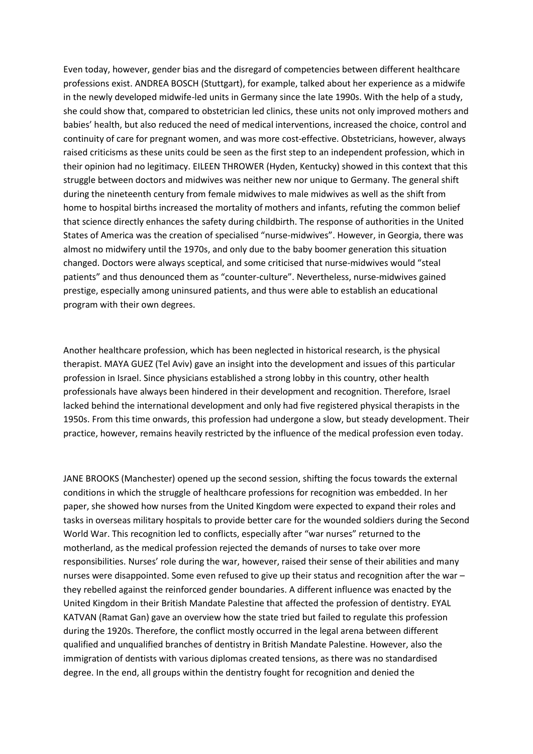Even today, however, gender bias and the disregard of competencies between different healthcare professions exist. ANDREA BOSCH (Stuttgart), for example, talked about her experience as a midwife in the newly developed midwife-led units in Germany since the late 1990s. With the help of a study, she could show that, compared to obstetrician led clinics, these units not only improved mothers and babies' health, but also reduced the need of medical interventions, increased the choice, control and continuity of care for pregnant women, and was more cost-effective. Obstetricians, however, always raised criticisms as these units could be seen as the first step to an independent profession, which in their opinion had no legitimacy. EILEEN THROWER (Hyden, Kentucky) showed in this context that this struggle between doctors and midwives was neither new nor unique to Germany. The general shift during the nineteenth century from female midwives to male midwives as well as the shift from home to hospital births increased the mortality of mothers and infants, refuting the common belief that science directly enhances the safety during childbirth. The response of authorities in the United States of America was the creation of specialised "nurse-midwives". However, in Georgia, there was almost no midwifery until the 1970s, and only due to the baby boomer generation this situation changed. Doctors were always sceptical, and some criticised that nurse-midwives would "steal patients" and thus denounced them as "counter-culture". Nevertheless, nurse-midwives gained prestige, especially among uninsured patients, and thus were able to establish an educational program with their own degrees.

Another healthcare profession, which has been neglected in historical research, is the physical therapist. MAYA GUEZ (Tel Aviv) gave an insight into the development and issues of this particular profession in Israel. Since physicians established a strong lobby in this country, other health professionals have always been hindered in their development and recognition. Therefore, Israel lacked behind the international development and only had five registered physical therapists in the 1950s. From this time onwards, this profession had undergone a slow, but steady development. Their practice, however, remains heavily restricted by the influence of the medical profession even today.

JANE BROOKS (Manchester) opened up the second session, shifting the focus towards the external conditions in which the struggle of healthcare professions for recognition was embedded. In her paper, she showed how nurses from the United Kingdom were expected to expand their roles and tasks in overseas military hospitals to provide better care for the wounded soldiers during the Second World War. This recognition led to conflicts, especially after "war nurses" returned to the motherland, as the medical profession rejected the demands of nurses to take over more responsibilities. Nurses' role during the war, however, raised their sense of their abilities and many nurses were disappointed. Some even refused to give up their status and recognition after the war – they rebelled against the reinforced gender boundaries. A different influence was enacted by the United Kingdom in their British Mandate Palestine that affected the profession of dentistry. EYAL KATVAN (Ramat Gan) gave an overview how the state tried but failed to regulate this profession during the 1920s. Therefore, the conflict mostly occurred in the legal arena between different qualified and unqualified branches of dentistry in British Mandate Palestine. However, also the immigration of dentists with various diplomas created tensions, as there was no standardised degree. In the end, all groups within the dentistry fought for recognition and denied the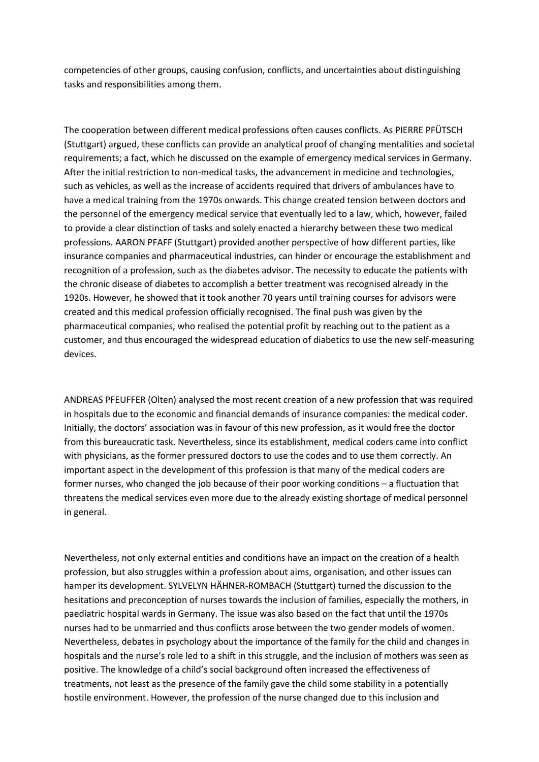competencies of other groups, causing confusion, conflicts, and uncertainties about distinguishing tasks and responsibilities among them.

The cooperation between different medical professions often causes conflicts. As PIERRE PFÜTSCH (Stuttgart) argued, these conflicts can provide an analytical proof of changing mentalities and societal requirements; a fact, which he discussed on the example of emergency medical services in Germany. After the initial restriction to non-medical tasks, the advancement in medicine and technologies, such as vehicles, as well as the increase of accidents required that drivers of ambulances have to have a medical training from the 1970s onwards. This change created tension between doctors and the personnel of the emergency medical service that eventually led to a law, which, however, failed to provide a clear distinction of tasks and solely enacted a hierarchy between these two medical professions. AARON PFAFF (Stuttgart) provided another perspective of how different parties, like insurance companies and pharmaceutical industries, can hinder or encourage the establishment and recognition of a profession, such as the diabetes advisor. The necessity to educate the patients with the chronic disease of diabetes to accomplish a better treatment was recognised already in the 1920s. However, he showed that it took another 70 years until training courses for advisors were created and this medical profession officially recognised. The final push was given by the pharmaceutical companies, who realised the potential profit by reaching out to the patient as a customer, and thus encouraged the widespread education of diabetics to use the new self-measuring devices.

ANDREAS PFEUFFER (Olten) analysed the most recent creation of a new profession that was required in hospitals due to the economic and financial demands of insurance companies: the medical coder. Initially, the doctors' association was in favour of this new profession, as it would free the doctor from this bureaucratic task. Nevertheless, since its establishment, medical coders came into conflict with physicians, as the former pressured doctors to use the codes and to use them correctly. An important aspect in the development of this profession is that many of the medical coders are former nurses, who changed the job because of their poor working conditions – a fluctuation that threatens the medical services even more due to the already existing shortage of medical personnel in general.

Nevertheless, not only external entities and conditions have an impact on the creation of a health profession, but also struggles within a profession about aims, organisation, and other issues can hamper its development. SYLVELYN HÄHNER-ROMBACH (Stuttgart) turned the discussion to the hesitations and preconception of nurses towards the inclusion of families, especially the mothers, in paediatric hospital wards in Germany. The issue was also based on the fact that until the 1970s nurses had to be unmarried and thus conflicts arose between the two gender models of women. Nevertheless, debates in psychology about the importance of the family for the child and changes in hospitals and the nurse's role led to a shift in this struggle, and the inclusion of mothers was seen as positive. The knowledge of a child's social background often increased the effectiveness of treatments, not least as the presence of the family gave the child some stability in a potentially hostile environment. However, the profession of the nurse changed due to this inclusion and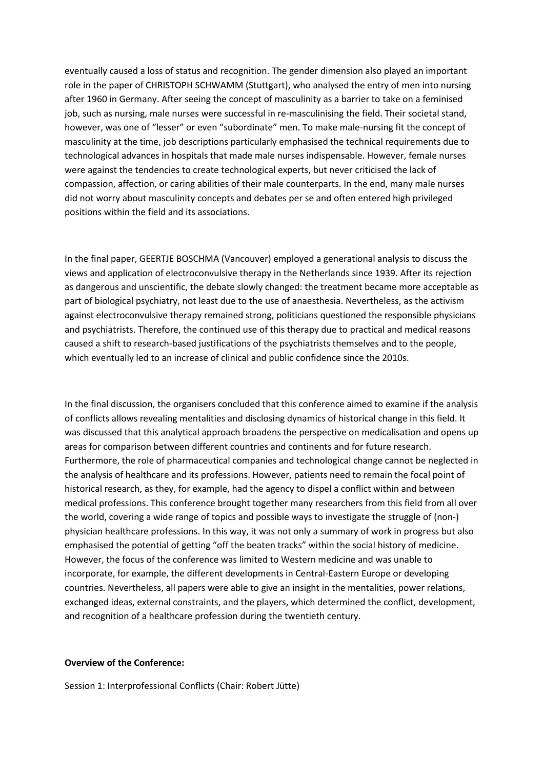eventually caused a loss of status and recognition. The gender dimension also played an important role in the paper of CHRISTOPH SCHWAMM (Stuttgart), who analysed the entry of men into nursing after 1960 in Germany. After seeing the concept of masculinity as a barrier to take on a feminised job, such as nursing, male nurses were successful in re-masculinising the field. Their societal stand, however, was one of "lesser" or even "subordinate" men. To make male-nursing fit the concept of masculinity at the time, job descriptions particularly emphasised the technical requirements due to technological advances in hospitals that made male nurses indispensable. However, female nurses were against the tendencies to create technological experts, but never criticised the lack of compassion, affection, or caring abilities of their male counterparts. In the end, many male nurses did not worry about masculinity concepts and debates per se and often entered high privileged positions within the field and its associations.

In the final paper, GEERTJE BOSCHMA (Vancouver) employed a generational analysis to discuss the views and application of electroconvulsive therapy in the Netherlands since 1939. After its rejection as dangerous and unscientific, the debate slowly changed: the treatment became more acceptable as part of biological psychiatry, not least due to the use of anaesthesia. Nevertheless, as the activism against electroconvulsive therapy remained strong, politicians questioned the responsible physicians and psychiatrists. Therefore, the continued use of this therapy due to practical and medical reasons caused a shift to research-based justifications of the psychiatrists themselves and to the people, which eventually led to an increase of clinical and public confidence since the 2010s.

In the final discussion, the organisers concluded that this conference aimed to examine if the analysis of conflicts allows revealing mentalities and disclosing dynamics of historical change in this field. It was discussed that this analytical approach broadens the perspective on medicalisation and opens up areas for comparison between different countries and continents and for future research. Furthermore, the role of pharmaceutical companies and technological change cannot be neglected in the analysis of healthcare and its professions. However, patients need to remain the focal point of historical research, as they, for example, had the agency to dispel a conflict within and between medical professions. This conference brought together many researchers from this field from all over the world, covering a wide range of topics and possible ways to investigate the struggle of (non-) physician healthcare professions. In this way, it was not only a summary of work in progress but also emphasised the potential of getting "off the beaten tracks" within the social history of medicine. However, the focus of the conference was limited to Western medicine and was unable to incorporate, for example, the different developments in Central-Eastern Europe or developing countries. Nevertheless, all papers were able to give an insight in the mentalities, power relations, exchanged ideas, external constraints, and the players, which determined the conflict, development, and recognition of a healthcare profession during the twentieth century.

**Overview of the Conference:**

Session 1: Interprofessional Conflicts (Chair: Robert Jütte)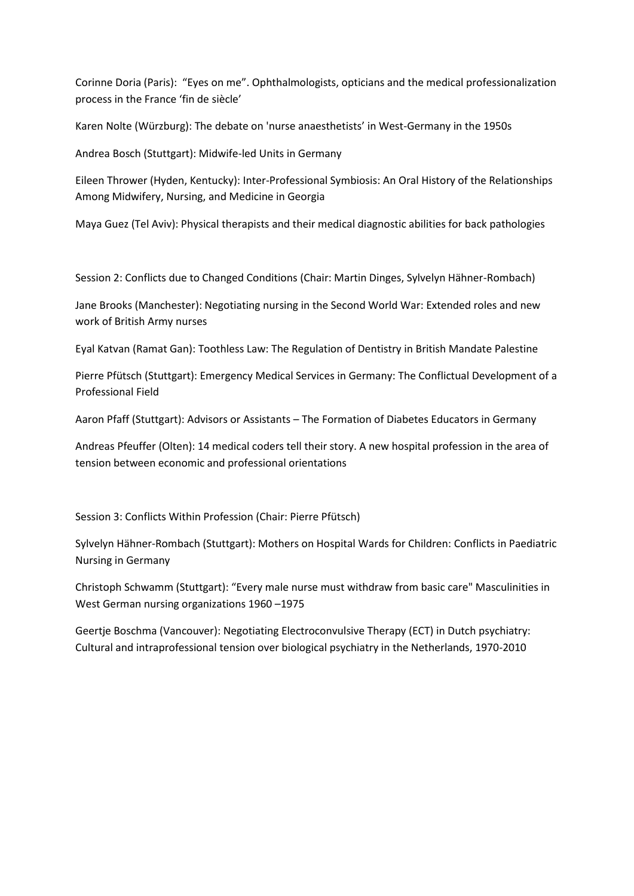Corinne Doria (Paris): "Eyes on me". Ophthalmologists, opticians and the medical professionalization process in the France 'fin de siècle'

Karen Nolte (Würzburg): The debate on 'nurse anaesthetists' in West-Germany in the 1950s

Andrea Bosch (Stuttgart): Midwife-led Units in Germany

Eileen Thrower (Hyden, Kentucky): Inter-Professional Symbiosis: An Oral History of the Relationships Among Midwifery, Nursing, and Medicine in Georgia

Maya Guez (Tel Aviv): Physical therapists and their medical diagnostic abilities for back pathologies

Session 2: Conflicts due to Changed Conditions (Chair: Martin Dinges, Sylvelyn Hähner-Rombach)

Jane Brooks (Manchester): Negotiating nursing in the Second World War: Extended roles and new work of British Army nurses

Eyal Katvan (Ramat Gan): Toothless Law: The Regulation of Dentistry in British Mandate Palestine

Pierre Pfütsch (Stuttgart): Emergency Medical Services in Germany: The Conflictual Development of a Professional Field

Aaron Pfaff (Stuttgart): Advisors or Assistants – The Formation of Diabetes Educators in Germany

Andreas Pfeuffer (Olten): 14 medical coders tell their story. A new hospital profession in the area of tension between economic and professional orientations

Session 3: Conflicts Within Profession (Chair: Pierre Pfütsch)

Sylvelyn Hähner-Rombach (Stuttgart): Mothers on Hospital Wards for Children: Conflicts in Paediatric Nursing in Germany

Christoph Schwamm (Stuttgart): "Every male nurse must withdraw from basic care" Masculinities in West German nursing organizations 1960 –1975

Geertje Boschma (Vancouver): Negotiating Electroconvulsive Therapy (ECT) in Dutch psychiatry: Cultural and intraprofessional tension over biological psychiatry in the Netherlands, 1970-2010